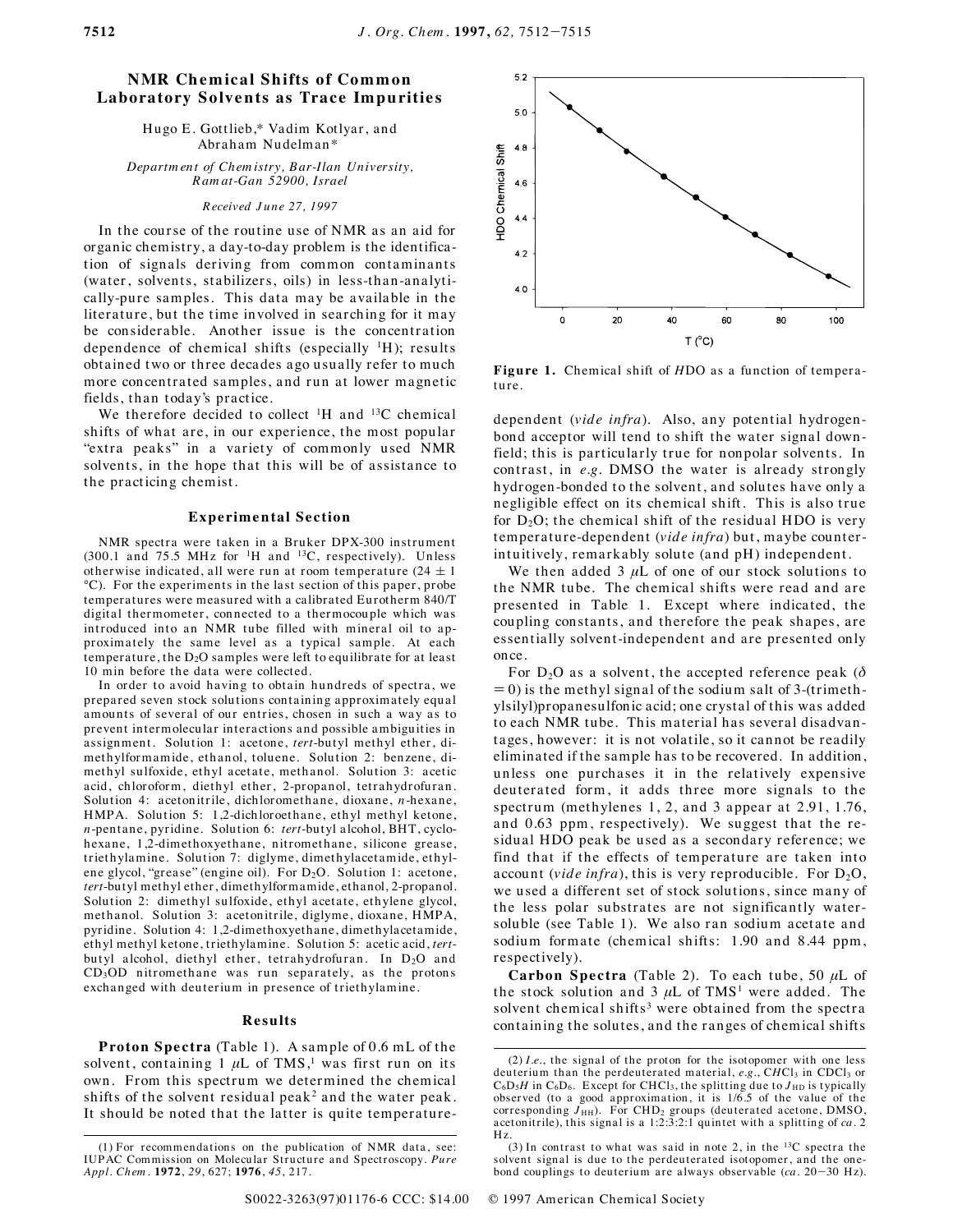# NMR Chemical Shifts of Common Laboratory Solvents as Trace Impurities

Hugo E. Gottlieb,* Vadim Kotlyar, and Abraham Nudelman*

*Department of Chemistry, Bar-Ilan University, Ramat-Gan 52900, Israel*

*Received June 27, 1997*

In the course of the routine use of NMR as an aid for organic chemistry, a day-to-day problem is the identification of signals deriving from common contaminants (water, solvents, stabilizers, oils) in less-than-analytically-pure samples. This data may be available in the literature, but the time involved in searching for it may be considerable. Another issue is the concentration dependence of chemical shifts (especially $^1$H); results obtained two or three decades ago usually refer to much more concentrated samples, and run at lower magnetic fields, than today's practice.

We therefore decided to collect $^1$H and $^{13}$C chemical shifts of what are, in our experience, the most popular "extra peaks" in a variety of commonly used NMR solvents, in the hope that this will be of assistance to the practicing chemist.

## Experimental Section

NMR spectra were taken in a Bruker DPX-300 instrument (300.1 and 75.5 MHz for $^1$H and $^{13}$C, respectively). Unless otherwise indicated, all were run at room temperature (24 ± 1 °C). For the experiments in the last section of this paper, probe temperatures were measured with a calibrated Eurotherm 840/T digital thermometer, connected to a thermocouple which was introduced into an NMR tube filled with mineral oil to approximately the same level as a typical sample. At each temperature, the $D_2O$ samples were left to equilibrate for at least 10 min before the data were collected.

In order to avoid having to obtain hundreds of spectra, we prepared seven stock solutions containing approximately equal amounts of several of our entries, chosen in such a way as to prevent intermolecular interactions and possible ambiguities in assignment. Solution 1: acetone, *tert*-butyl methyl ether, dimethylformamide, ethanol, toluene. Solution 2: benzene, dimethyl sulfoxide, ethyl acetate, methanol. Solution 3: acetic acid, chloroform, diethyl ether, 2-propanol, tetrahydrofuran. Solution 4: acetonitrile, dichloromethane, dioxane, *n*-hexane, HMPA. Solution 5: 1,2-dichloroethane, ethyl methyl ketone, *n*-pentane, pyridine. Solution 6: *tert*-butyl alcohol, BHT, cyclohexane, 1,2-dimethoxyethane, nitromethane, silicone grease, triethylamine. Solution 7: diglyme, dimethylacetamide, ethylene glycol, "grease" (engine oil). For $D_2O$. Solution 1: acetone, *tert*-butyl methyl ether, dimethylformamide, ethanol, 2-propanol. Solution 2: dimethyl sulfoxide, ethyl acetate, ethylene glycol, methanol. Solution 3: acetonitrile, diglyme, dioxane, HMPA, pyridine. Solution 4: 1,2-dimethoxyethane, dimethylacetamide, ethyl methyl ketone, triethylamine. Solution 5: acetic acid, *tert*-butyl alcohol, diethyl ether, tetrahydrofuran. In $D_2O$ and $CD_3OD$ nitromethane was run separately, as the protons exchanged with deuterium in presence of triethylamine.

## Results

**Proton Spectra** (Table 1). A sample of 0.6 mL of the solvent, containing 1 μL of TMS,[1] was first run on its own. From this spectrum we determined the chemical shifts of the solvent residual peak[2] and the water peak. It should be noted that the latter is quite temperature-dependent (*vide infra*). Also, any potential hydrogen-bond acceptor will tend to shift the water signal downfield; this is particularly true for nonpolar solvents. In contrast, in *e.g.* DMSO the water is already strongly hydrogen-bonded to the solvent, and solutes have only a negligible effect on its chemical shift. This is also true for $D_2O$; the chemical shift of the residual HDO is very temperature-dependent (*vide infra*) but, maybe counter-intuitively, remarkably solute (and pH) independent.

**Figure 1.** Chemical shift of *H*DO as a function of temperature.

We then added 3 μL of one of our stock solutions to the NMR tube. The chemical shifts were read and are presented in Table 1. Except where indicated, the coupling constants, and therefore the peak shapes, are essentially solvent-independent and are presented only once.

For $D_2O$ as a solvent, the accepted reference peak ($\delta$ = 0) is the methyl signal of the sodium salt of 3-(trimethylsilyl)propanesulfonic acid; one crystal of this was added to each NMR tube. This material has several disadvantages, however: it is not volatile, so it cannot be readily eliminated if the sample has to be recovered. In addition, unless one purchases it in the relatively expensive deuterated form, it adds three more signals to the spectrum (methylenes 1, 2, and 3 appear at 2.91, 1.76, and 0.63 ppm, respectively). We suggest that the residual HDO peak be used as a secondary reference; we find that if the effects of temperature are taken into account (*vide infra*), this is very reproducible. For $D_2O$, we used a different set of stock solutions, since many of the less polar substrates are not significantly water-soluble (see Table 1). We also ran sodium acetate and sodium formate (chemical shifts: 1.90 and 8.44 ppm, respectively).

**Carbon Spectra** (Table 2). To each tube, 50 μL of the stock solution and 3 μL of TMS[1] were added. The solvent chemical shifts[3] were obtained from the spectra containing the solutes, and the ranges of chemical shifts

---

(1) For recommendations on the publication of NMR data, see: IUPAC Commission on Molecular Structure and Spectroscopy. *Pure Appl. Chem.* **1972**, *29*, 627; **1976**, *45*, 217.

(2) *I.e.*, the signal of the proton for the isotopomer with one less deuterium than the perdeuterated material, *e.g.*, $CHCl_3$ in $CDCl_3$ or $C_6D_5H$ in $C_6D_6$. Except for $CHCl_3$, the splitting due to $J_{HD}$ is typically observed (to a good approximation, it is 1/6.5 of the value of the corresponding $J_{HH}$). For $CHD_2$ groups (deuterated acetone, DMSO, acetonitrile), this signal is a 1:2:3:2:1 quintet with a splitting of *ca*. 2 Hz.

(3) In contrast to what was said in note 2, in the $^{13}$C spectra the solvent signal is due to the perdeuterated isotopomer, and the one-bond couplings to deuterium are always observable (*ca*. 20−30 Hz).

S0022-3263(97)01176-6 CCC: $14.00 © 1997 American Chemical Society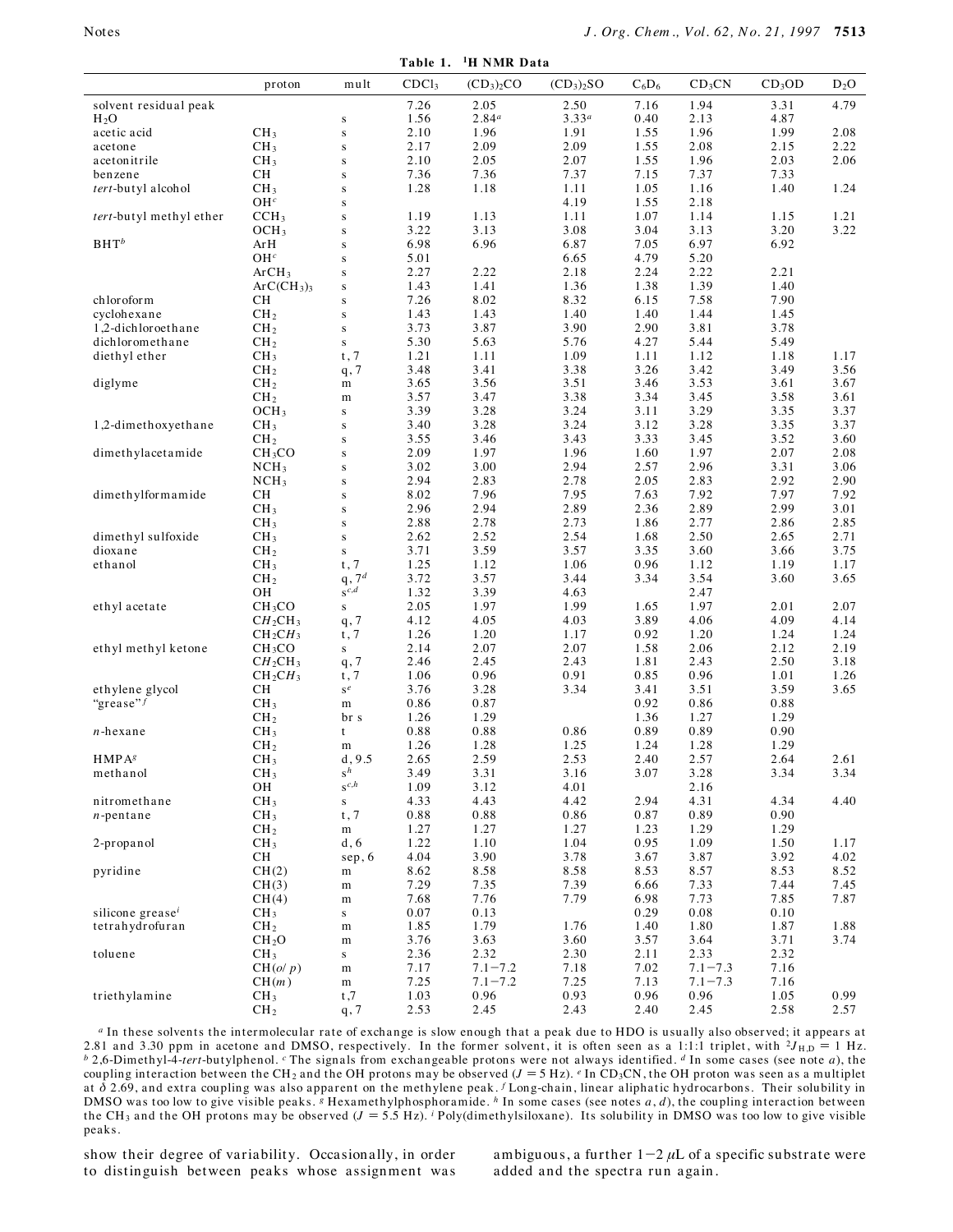**Table 1. $^1$H NMR Data**

| | proton | mult | $CDCl_3$ | $(CD_3)_2CO$ | $(CD_3)_2SO$ | $C_6D_6$ | $CD_3CN$ | $CD_3OD$ | $D_2O$ |
|---|---|---|---|---|---|---|---|---|---|
| solvent residual peak | | | 7.26 | 2.05 | 2.50 | 7.16 | 1.94 | 3.31 | 4.79 |
| $H_2O$ | | s | 1.56 | 2.84[a] | 3.33[a] | 0.40 | 2.13 | 4.87 | |
| acetic acid | $CH_3$ | s | 2.10 | 1.96 | 1.91 | 1.55 | 1.96 | 1.99 | 2.08 |
| acetone | $CH_3$ | s | 2.17 | 2.09 | 2.09 | 1.55 | 2.08 | 2.15 | 2.22 |
| acetonitrile | $CH_3$ | s | 2.10 | 2.05 | 2.07 | 1.55 | 1.96 | 2.03 | 2.06 |
| benzene | CH | s | 7.36 | 7.36 | 7.37 | 7.15 | 7.37 | 7.33 | |
| *tert*-butyl alcohol | $CH_3$ | s | 1.28 | 1.18 | 1.11 | 1.05 | 1.16 | 1.40 | 1.24 |
| | OH[c] | s | | | 4.19 | 1.55 | 2.18 | | |
| *tert*-butyl methyl ether | $CCH_3$ | s | 1.19 | 1.13 | 1.11 | 1.07 | 1.14 | 1.15 | 1.21 |
| | $OCH_3$ | s | 3.22 | 3.13 | 3.08 | 3.04 | 3.13 | 3.20 | 3.22 |
| BHT[b] | ArH | s | 6.98 | 6.96 | 6.87 | 7.05 | 6.97 | 6.92 | |
| | OH[c] | s | 5.01 | | 6.65 | 4.79 | 5.20 | | |
| | $ArCH_3$ | s | 2.27 | 2.22 | 2.18 | 2.24 | 2.22 | 2.21 | |
| | $ArC(CH_3)_3$ | s | 1.43 | 1.41 | 1.36 | 1.38 | 1.39 | 1.40 | |
| chloroform | CH | s | 7.26 | 8.02 | 8.32 | 6.15 | 7.58 | 7.90 | |
| cyclohexane | $CH_2$ | s | 1.43 | 1.43 | 1.40 | 1.40 | 1.44 | 1.45 | |
| 1,2-dichloroethane | $CH_2$ | s | 3.73 | 3.87 | 3.90 | 2.90 | 3.81 | 3.78 | |
| dichloromethane | $CH_2$ | s | 5.30 | 5.63 | 5.76 | 4.27 | 5.44 | 5.49 | |
| diethyl ether | $CH_3$ | t, 7 | 1.21 | 1.11 | 1.09 | 1.11 | 1.12 | 1.18 | 1.17 |
| | $CH_2$ | q, 7 | 3.48 | 3.41 | 3.38 | 3.26 | 3.42 | 3.49 | 3.56 |
| diglyme | $CH_2$ | m | 3.65 | 3.56 | 3.51 | 3.46 | 3.53 | 3.61 | 3.67 |
| | $CH_2$ | m | 3.57 | 3.47 | 3.38 | 3.34 | 3.45 | 3.58 | 3.61 |
| | $OCH_3$ | s | 3.39 | 3.28 | 3.24 | 3.11 | 3.29 | 3.35 | 3.37 |
| 1,2-dimethoxyethane | $CH_3$ | s | 3.40 | 3.28 | 3.24 | 3.12 | 3.28 | 3.35 | 3.37 |
| | $CH_2$ | s | 3.55 | 3.46 | 3.43 | 3.33 | 3.45 | 3.52 | 3.60 |
| dimethylacetamide | $CH_3CO$ | s | 2.09 | 1.97 | 1.96 | 1.60 | 1.97 | 2.07 | 2.08 |
| | $NCH_3$ | s | 3.02 | 3.00 | 2.94 | 2.57 | 2.96 | 3.31 | 3.06 |
| | $NCH_3$ | s | 2.94 | 2.83 | 2.78 | 2.05 | 2.83 | 2.92 | 2.90 |
| dimethylformamide | CH | s | 8.02 | 7.96 | 7.95 | 7.63 | 7.92 | 7.97 | 7.92 |
| | $CH_3$ | s | 2.96 | 2.94 | 2.89 | 2.36 | 2.89 | 2.99 | 3.01 |
| | $CH_3$ | s | 2.88 | 2.78 | 2.73 | 1.86 | 2.77 | 2.86 | 2.85 |
| dimethyl sulfoxide | $CH_3$ | s | 2.62 | 2.52 | 2.54 | 1.68 | 2.50 | 2.65 | 2.71 |
| dioxane | $CH_2$ | s | 3.71 | 3.59 | 3.57 | 3.35 | 3.60 | 3.66 | 3.75 |
| ethanol | $CH_3$ | t, 7 | 1.25 | 1.12 | 1.06 | 0.96 | 1.12 | 1.19 | 1.17 |
| | $CH_2$ | q, 7[d] | 3.72 | 3.57 | 3.44 | 3.34 | 3.54 | 3.60 | 3.65 |
| | OH | s[c,d] | 1.32 | 3.39 | 4.63 | | 2.47 | | |
| ethyl acetate | $CH_3CO$ | s | 2.05 | 1.97 | 1.99 | 1.65 | 1.97 | 2.01 | 2.07 |
| | $CH_2CH_3$ | q, 7 | 4.12 | 4.05 | 4.03 | 3.89 | 4.06 | 4.09 | 4.14 |
| | $CH_2CH_3$ | t, 7 | 1.26 | 1.20 | 1.17 | 0.92 | 1.20 | 1.24 | 1.24 |
| ethyl methyl ketone | $CH_3CO$ | s | 2.14 | 2.07 | 2.07 | 1.58 | 2.06 | 2.12 | 2.19 |
| | $CH_2CH_3$ | q, 7 | 2.46 | 2.45 | 2.43 | 1.81 | 2.43 | 2.50 | 3.18 |
| | $CH_2CH_3$ | t, 7 | 1.06 | 0.96 | 0.91 | 0.85 | 0.96 | 1.01 | 1.26 |
| ethylene glycol | CH | s[e] | 3.76 | 3.28 | 3.34 | 3.41 | 3.51 | 3.59 | 3.65 |
| "grease"[f] | $CH_3$ | m | 0.86 | 0.87 | | 0.92 | 0.86 | 0.88 | |
| | $CH_2$ | br s | 1.26 | 1.29 | | 1.36 | 1.27 | 1.29 | |
| *n*-hexane | $CH_3$ | t | 0.88 | 0.88 | 0.86 | 0.89 | 0.89 | 0.90 | |
| | $CH_2$ | m | 1.26 | 1.28 | 1.25 | 1.24 | 1.28 | 1.29 | |
| HMPA[g] | $CH_3$ | d, 9.5 | 2.65 | 2.59 | 2.53 | 2.40 | 2.57 | 2.64 | 2.61 |
| methanol | $CH_3$ | s[h] | 3.49 | 3.31 | 3.16 | 3.07 | 3.28 | 3.34 | 3.34 |
| | OH | s[c,h] | 1.09 | 3.12 | 4.01 | | 2.16 | | |
| nitromethane | $CH_3$ | s | 4.33 | 4.43 | 4.42 | 2.94 | 4.31 | 4.34 | 4.40 |
| *n*-pentane | $CH_3$ | t, 7 | 0.88 | 0.88 | 0.86 | 0.87 | 0.89 | 0.90 | |
| | $CH_2$ | m | 1.27 | 1.27 | 1.27 | 1.23 | 1.29 | 1.29 | |
| 2-propanol | $CH_3$ | d, 6 | 1.22 | 1.10 | 1.04 | 0.95 | 1.09 | 1.50 | 1.17 |
| | CH | sep, 6 | 4.04 | 3.90 | 3.78 | 3.67 | 3.87 | 3.92 | 4.02 |
| pyridine | CH(2) | m | 8.62 | 8.58 | 8.58 | 8.53 | 8.57 | 8.53 | 8.52 |
| | CH(3) | m | 7.29 | 7.35 | 7.39 | 6.66 | 7.33 | 7.44 | 7.45 |
| | CH(4) | m | 7.68 | 7.76 | 7.79 | 6.98 | 7.73 | 7.85 | 7.87 |
| silicone grease[i] | $CH_3$ | s | 0.07 | 0.13 | | 0.29 | 0.08 | 0.10 | |
| tetrahydrofuran | $CH_2$ | m | 1.85 | 1.79 | 1.76 | 1.40 | 1.80 | 1.87 | 1.88 |
| | $CH_2O$ | m | 3.76 | 3.63 | 3.60 | 3.57 | 3.64 | 3.71 | 3.74 |
| toluene | $CH_3$ | s | 2.36 | 2.32 | 2.30 | 2.11 | 2.33 | 2.32 | |
| | CH(*o*/*p*) | m | 7.17 | 7.1−7.2 | 7.18 | 7.02 | 7.1−7.3 | 7.16 | |
| | CH(*m*) | m | 7.25 | 7.1−7.2 | 7.25 | 7.13 | 7.1−7.3 | 7.16 | |
| triethylamine | $CH_3$ | t,7 | 1.03 | 0.96 | 0.93 | 0.96 | 0.96 | 1.05 | 0.99 |
| | $CH_2$ | q, 7 | 2.53 | 2.45 | 2.43 | 2.40 | 2.45 | 2.58 | 2.57 |

[a] In these solvents the intermolecular rate of exchange is slow enough that a peak due to HDO is usually also observed; it appears at 2.81 and 3.30 ppm in acetone and DMSO, respectively. In the former solvent, it is often seen as a 1:1:1 triplet, with $^2J_{H,D}$ = 1 Hz. [b] 2,6-Dimethyl-4-*tert*-butylphenol. [c] The signals from exchangeable protons were not always identified. [d] In some cases (see note *a*), the coupling interaction between the $CH_2$ and the OH protons may be observed ($J$ = 5 Hz). [e] In $CD_3CN$, the OH proton was seen as a multiplet at $\delta$ 2.69, and extra coupling was also apparent on the methylene peak. [f] Long-chain, linear aliphatic hydrocarbons. Their solubility in DMSO was too low to give visible peaks. [g] Hexamethylphosphoramide. [h] In some cases (see notes *a*, *d*), the coupling interaction between the $CH_3$ and the OH protons may be observed ($J$ = 5.5 Hz). [i] Poly(dimethylsiloxane). Its solubility in DMSO was too low to give visible peaks.

show their degree of variability. Occasionally, in order to distinguish between peaks whose assignment was ambiguous, a further 1−2 μL of a specific substrate were added and the spectra run again.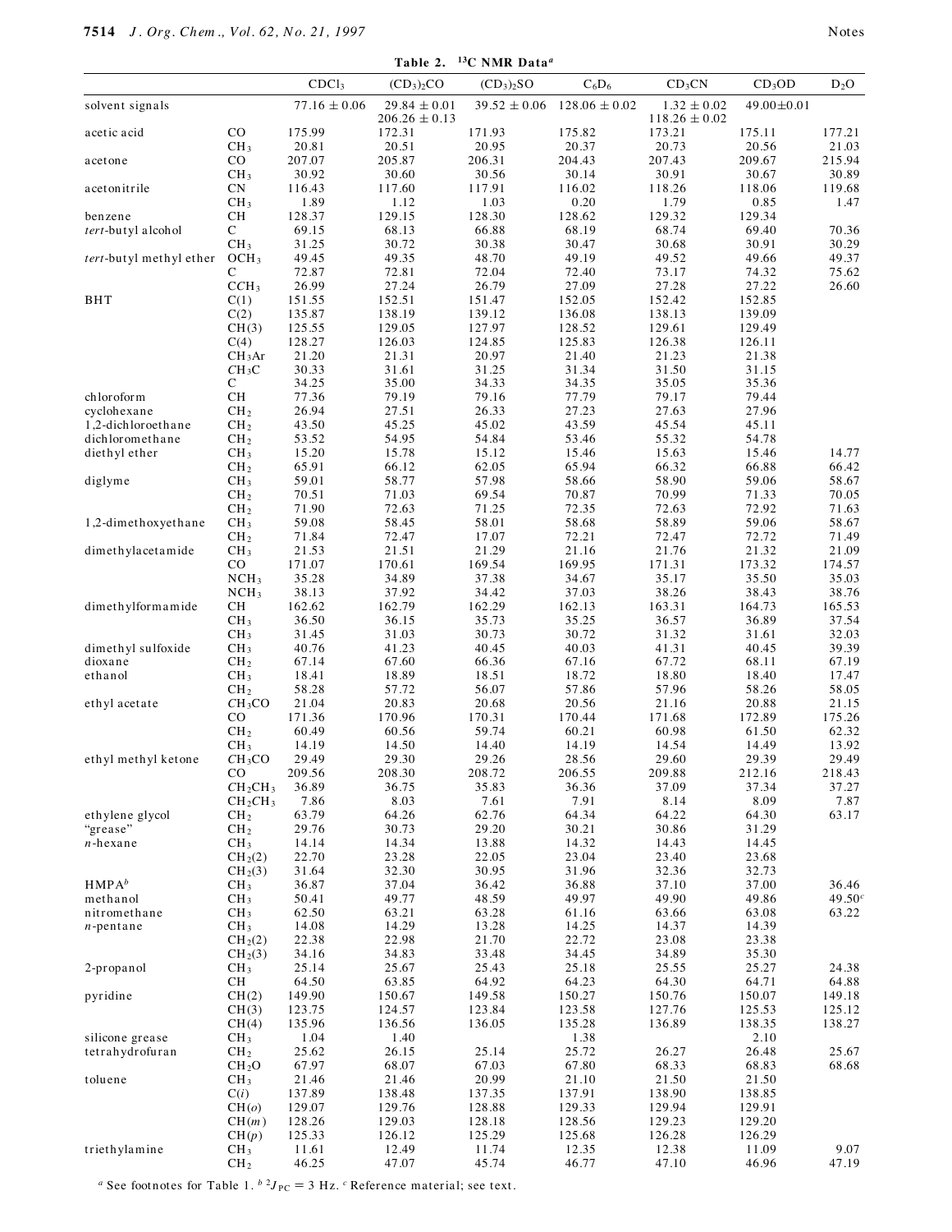**Table 2. $^{13}$C NMR Data[a]**

| | | $CDCl_3$ | $(CD_3)_2CO$ | $(CD_3)_2SO$ | $C_6D_6$ | $CD_3CN$ | $CD_3OD$ | $D_2O$ |
|---|---|---|---|---|---|---|---|---|
| solvent signals | | 77.16 ± 0.06 | 29.84 ± 0.01<br>206.26 ± 0.13 | 39.52 ± 0.06 | 128.06 ± 0.02 | 1.32 ± 0.02<br>118.26 ± 0.02 | 49.00±0.01 | |
| acetic acid | CO | 175.99 | 172.31 | 171.93 | 175.82 | 173.21 | 175.11 | 177.21 |
| | $CH_3$ | 20.81 | 20.51 | 20.95 | 20.37 | 20.73 | 20.56 | 21.03 |
| acetone | CO | 207.07 | 205.87 | 206.31 | 204.43 | 207.43 | 209.67 | 215.94 |
| | $CH_3$ | 30.92 | 30.60 | 30.56 | 30.14 | 30.91 | 30.67 | 30.89 |
| acetonitrile | CN | 116.43 | 117.60 | 117.91 | 116.02 | 118.26 | 118.06 | 119.68 |
| | $CH_3$ | 1.89 | 1.12 | 1.03 | 0.20 | 1.79 | 0.85 | 1.47 |
| benzene | CH | 128.37 | 129.15 | 128.30 | 128.62 | 129.32 | 129.34 | |
| *tert*-butyl alcohol | C | 69.15 | 68.13 | 66.88 | 68.19 | 68.74 | 69.40 | 70.36 |
| | $CH_3$ | 31.25 | 30.72 | 30.38 | 30.47 | 30.68 | 30.91 | 30.29 |
| *tert*-butyl methyl ether | $OCH_3$ | 49.45 | 49.35 | 48.70 | 49.19 | 49.52 | 49.66 | 49.37 |
| | C | 72.87 | 72.81 | 72.04 | 72.40 | 73.17 | 74.32 | 75.62 |
| | $CCH_3$ | 26.99 | 27.24 | 26.79 | 27.09 | 27.28 | 27.22 | 26.60 |
| BHT | C(1) | 151.55 | 152.51 | 151.47 | 152.05 | 152.42 | 152.85 | |
| | C(2) | 135.87 | 138.19 | 139.12 | 136.08 | 138.13 | 139.09 | |
| | CH(3) | 125.55 | 129.05 | 127.97 | 128.52 | 129.61 | 129.49 | |
| | C(4) | 128.27 | 126.03 | 124.85 | 125.83 | 126.38 | 126.11 | |
| | $CH_3Ar$ | 21.20 | 21.31 | 20.97 | 21.40 | 21.23 | 21.38 | |
| | $CH_3C$ | 30.33 | 31.61 | 31.25 | 31.34 | 31.50 | 31.15 | |
| | C | 34.25 | 35.00 | 34.33 | 34.35 | 35.05 | 35.36 | |
| chloroform | CH | 77.36 | 79.19 | 79.16 | 77.79 | 79.17 | 79.44 | |
| cyclohexane | $CH_2$ | 26.94 | 27.51 | 26.33 | 27.23 | 27.63 | 27.96 | |
| 1,2-dichloroethane | $CH_2$ | 43.50 | 45.25 | 45.02 | 43.59 | 45.54 | 45.11 | |
| dichloromethane | $CH_2$ | 53.52 | 54.95 | 54.84 | 53.46 | 55.32 | 54.78 | |
| diethyl ether | $CH_3$ | 15.20 | 15.78 | 15.12 | 15.46 | 15.63 | 15.46 | 14.77 |
| | $CH_2$ | 65.91 | 66.12 | 62.05 | 65.94 | 66.32 | 66.88 | 66.42 |
| diglyme | $CH_3$ | 59.01 | 58.77 | 57.98 | 58.66 | 58.90 | 59.06 | 58.67 |
| | $CH_2$ | 70.51 | 71.03 | 69.54 | 70.87 | 70.99 | 71.33 | 70.05 |
| | $CH_2$ | 71.90 | 72.63 | 71.25 | 72.35 | 72.63 | 72.92 | 71.63 |
| 1,2-dimethoxyethane | $CH_3$ | 59.08 | 58.45 | 58.01 | 58.68 | 58.89 | 59.06 | 58.67 |
| | $CH_2$ | 71.84 | 72.47 | 17.07 | 72.21 | 72.47 | 72.72 | 71.49 |
| dimethylacetamide | $CH_3$ | 21.53 | 21.51 | 21.29 | 21.16 | 21.76 | 21.32 | 21.09 |
| | CO | 171.07 | 170.61 | 169.54 | 169.95 | 171.31 | 173.32 | 174.57 |
| | $NCH_3$ | 35.28 | 34.89 | 37.38 | 34.67 | 35.17 | 35.50 | 35.03 |
| | $NCH_3$ | 38.13 | 37.92 | 34.42 | 37.03 | 38.26 | 38.43 | 38.76 |
| dimethylformamide | CH | 162.62 | 162.79 | 162.29 | 162.13 | 163.31 | 164.73 | 165.53 |
| | $CH_3$ | 36.50 | 36.15 | 35.73 | 35.25 | 36.57 | 36.89 | 37.54 |
| | $CH_3$ | 31.45 | 31.03 | 30.73 | 30.72 | 31.32 | 31.61 | 32.03 |
| dimethyl sulfoxide | $CH_3$ | 40.76 | 41.23 | 40.45 | 40.03 | 41.31 | 40.45 | 39.39 |
| dioxane | $CH_2$ | 67.14 | 67.60 | 66.36 | 67.16 | 67.72 | 68.11 | 67.19 |
| ethanol | $CH_3$ | 18.41 | 18.89 | 18.51 | 18.72 | 18.80 | 18.40 | 17.47 |
| | $CH_2$ | 58.28 | 57.72 | 56.07 | 57.86 | 57.96 | 58.26 | 58.05 |
| ethyl acetate | $CH_3CO$ | 21.04 | 20.83 | 20.68 | 20.56 | 21.16 | 20.88 | 21.15 |
| | CO | 171.36 | 170.96 | 170.31 | 170.44 | 171.68 | 172.89 | 175.26 |
| | $CH_2$ | 60.49 | 60.56 | 59.74 | 60.21 | 60.98 | 61.50 | 62.32 |
| | $CH_3$ | 14.19 | 14.50 | 14.40 | 14.19 | 14.54 | 14.49 | 13.92 |
| ethyl methyl ketone | $CH_3CO$ | 29.49 | 29.30 | 29.26 | 28.56 | 29.60 | 29.39 | 29.49 |
| | CO | 209.56 | 208.30 | 208.72 | 206.55 | 209.88 | 212.16 | 218.43 |
| | $CH_2CH_3$ | 36.89 | 36.75 | 35.83 | 36.36 | 37.09 | 37.34 | 37.27 |
| | $CH_2CH_3$ | 7.86 | 8.03 | 7.61 | 7.91 | 8.14 | 8.09 | 7.87 |
| ethylene glycol | $CH_2$ | 63.79 | 64.26 | 62.76 | 64.34 | 64.22 | 64.30 | 63.17 |
| "grease" | $CH_2$ | 29.76 | 30.73 | 29.20 | 30.21 | 30.86 | 31.29 | |
| *n*-hexane | $CH_3$ | 14.14 | 14.34 | 13.88 | 14.32 | 14.43 | 14.45 | |
| | $CH_2$(2) | 22.70 | 23.28 | 22.05 | 23.04 | 23.40 | 23.68 | |
| | $CH_2$(3) | 31.64 | 32.30 | 30.95 | 31.96 | 32.36 | 32.73 | |
| HMPA[b] | $CH_3$ | 36.87 | 37.04 | 36.42 | 36.88 | 37.10 | 37.00 | 36.46 |
| methanol | $CH_3$ | 50.41 | 49.77 | 48.59 | 49.97 | 49.90 | 49.86 | 49.50[c] |
| nitromethane | $CH_3$ | 62.50 | 63.21 | 63.28 | 61.16 | 63.66 | 63.08 | 63.22 |
| *n*-pentane | $CH_3$ | 14.08 | 14.29 | 13.28 | 14.25 | 14.37 | 14.39 | |
| | $CH_2$(2) | 22.38 | 22.98 | 21.70 | 22.72 | 23.08 | 23.38 | |
| | $CH_2$(3) | 34.16 | 34.83 | 33.48 | 34.45 | 34.89 | 35.30 | |
| 2-propanol | $CH_3$ | 25.14 | 25.67 | 25.43 | 25.18 | 25.55 | 25.27 | 24.38 |
| | CH | 64.50 | 63.85 | 64.92 | 64.23 | 64.30 | 64.71 | 64.88 |
| pyridine | CH(2) | 149.90 | 150.67 | 149.58 | 150.27 | 150.76 | 150.07 | 149.18 |
| | CH(3) | 123.75 | 124.57 | 123.84 | 123.58 | 127.76 | 125.53 | 125.12 |
| | CH(4) | 135.96 | 136.56 | 136.05 | 135.28 | 136.89 | 138.35 | 138.27 |
| silicone grease | $CH_3$ | 1.04 | 1.40 | | 1.38 | | 2.10 | |
| tetrahydrofuran | $CH_2$ | 25.62 | 26.15 | 25.14 | 25.72 | 26.27 | 26.48 | 25.67 |
| | $CH_2O$ | 67.97 | 68.07 | 67.03 | 67.80 | 68.33 | 68.83 | 68.68 |
| toluene | $CH_3$ | 21.46 | 21.46 | 20.99 | 21.10 | 21.50 | 21.50 | |
| | C(*i*) | 137.89 | 138.48 | 137.35 | 137.91 | 138.90 | 138.85 | |
| | CH(*o*) | 129.07 | 129.76 | 128.88 | 129.33 | 129.94 | 129.91 | |
| | CH(*m*) | 128.26 | 129.03 | 128.18 | 128.56 | 129.23 | 129.20 | |
| | CH(*p*) | 125.33 | 126.12 | 125.29 | 125.68 | 126.28 | 126.29 | |
| triethylamine | $CH_3$ | 11.61 | 12.49 | 11.74 | 12.35 | 12.38 | 11.09 | 9.07 |
| | $CH_2$ | 46.25 | 47.07 | 45.74 | 46.77 | 47.10 | 46.96 | 47.19 |

[a] See footnotes for Table 1. [b] $^2J_{PC}$ = 3 Hz. [c] Reference material; see text.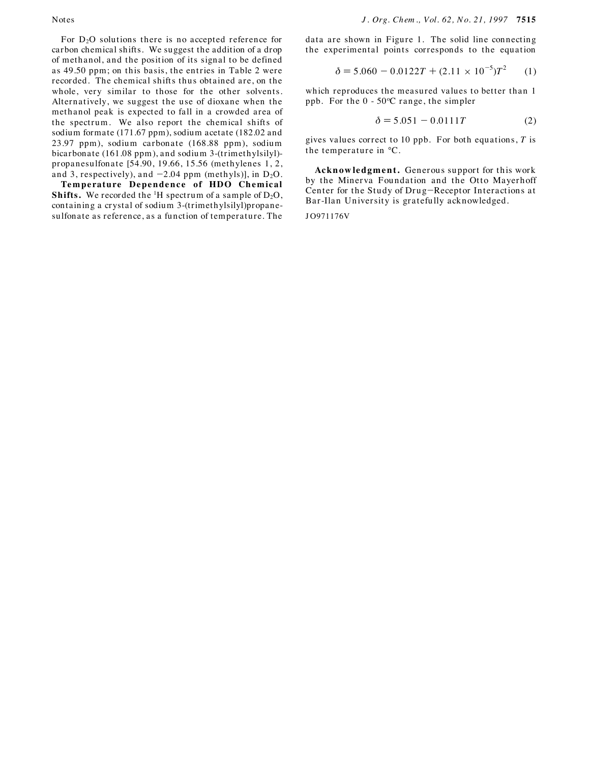For $D_2O$ solutions there is no accepted reference for carbon chemical shifts. We suggest the addition of a drop of methanol, and the position of its signal to be defined as 49.50 ppm; on this basis, the entries in Table 2 were recorded. The chemical shifts thus obtained are, on the whole, very similar to those for the other solvents. Alternatively, we suggest the use of dioxane when the methanol peak is expected to fall in a crowded area of the spectrum. We also report the chemical shifts of sodium formate (171.67 ppm), sodium acetate (182.02 and 23.97 ppm), sodium carbonate (168.88 ppm), sodium bicarbonate (161.08 ppm), and sodium 3-(trimethylsilyl)-propanesulfonate [54.90, 19.66, 15.56 (methylenes 1, 2, and 3, respectively), and −2.04 ppm (methyls)], in $D_2O$.

**Temperature Dependence of HDO Chemical Shifts.** We recorded the $^1H$ spectrum of a sample of $D_2O$, containing a crystal of sodium 3-(trimethylsilyl)propanesulfonate as reference, as a function of temperature. The data are shown in Figure 1. The solid line connecting the experimental points corresponds to the equation

$$\delta = 5.060 - 0.0122T + (2.11 \times 10^{-5})T^2 \qquad (1)$$

which reproduces the measured values to better than 1 ppb. For the 0 - 50°C range, the simpler

$$\delta = 5.051 - 0.0111T \qquad (2)$$

gives values correct to 10 ppb. For both equations, $T$ is the temperature in °C.

**Acknowledgment.** Generous support for this work by the Minerva Foundation and the Otto Mayerhoff Center for the Study of Drug−Receptor Interactions at Bar-Ilan University is gratefully acknowledged.

JO971176V